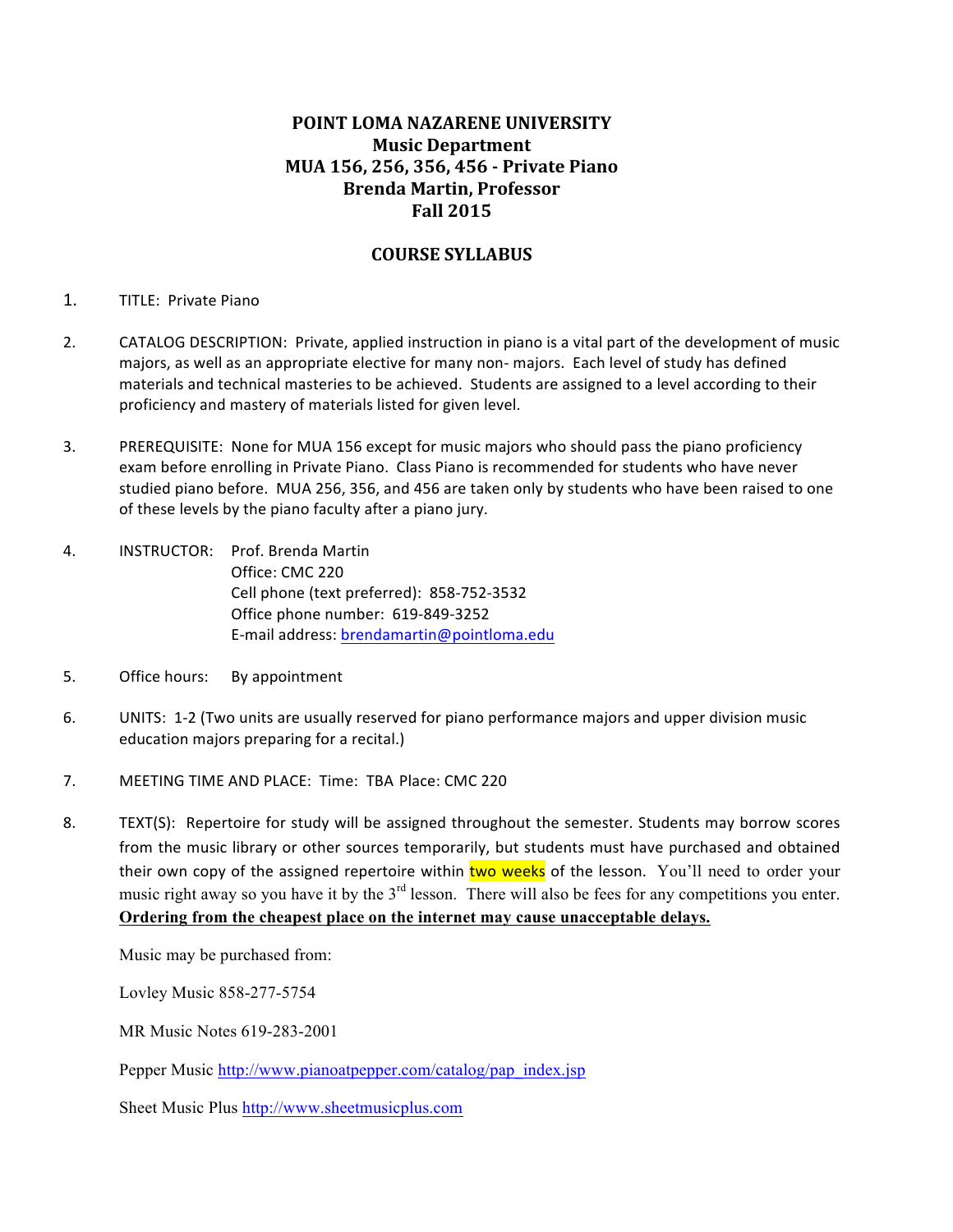# POINT LOMA NAZARENE UNIVERSITY
## Music Department
## MUA 156, 256, 356, 456 - Private Piano
## Brenda Martin, Professor
## Fall 2015

## COURSE SYLLABUS

1. TITLE: Private Piano

2. CATALOG DESCRIPTION: Private, applied instruction in piano is a vital part of the development of music majors, as well as an appropriate elective for many non- majors. Each level of study has defined materials and technical masteries to be achieved. Students are assigned to a level according to their proficiency and mastery of materials listed for given level.

3. PREREQUISITE: None for MUA 156 except for music majors who should pass the piano proficiency exam before enrolling in Private Piano. Class Piano is recommended for students who have never studied piano before. MUA 256, 356, and 456 are taken only by students who have been raised to one of these levels by the piano faculty after a piano jury.

4. INSTRUCTOR: Prof. Brenda Martin
   Office: CMC 220
   Cell phone (text preferred): 858-752-3532
   Office phone number: 619-849-3252
   E-mail address: brendamartin@pointloma.edu

5. Office hours: By appointment

6. UNITS: 1-2 (Two units are usually reserved for piano performance majors and upper division music education majors preparing for a recital.)

7. MEETING TIME AND PLACE: Time: TBA Place: CMC 220

8. TEXT(S): Repertoire for study will be assigned throughout the semester. Students may borrow scores from the music library or other sources temporarily, but students must have purchased and obtained their own copy of the assigned repertoire within two weeks of the lesson. You'll need to order your music right away so you have it by the 3rd lesson. There will also be fees for any competitions you enter. **Ordering from the cheapest place on the internet may cause unacceptable delays.**

   Music may be purchased from:

   Lovley Music 858-277-5754

   MR Music Notes 619-283-2001

   Pepper Music http://www.pianoatpepper.com/catalog/pap_index.jsp

   Sheet Music Plus http://www.sheetmusicplus.com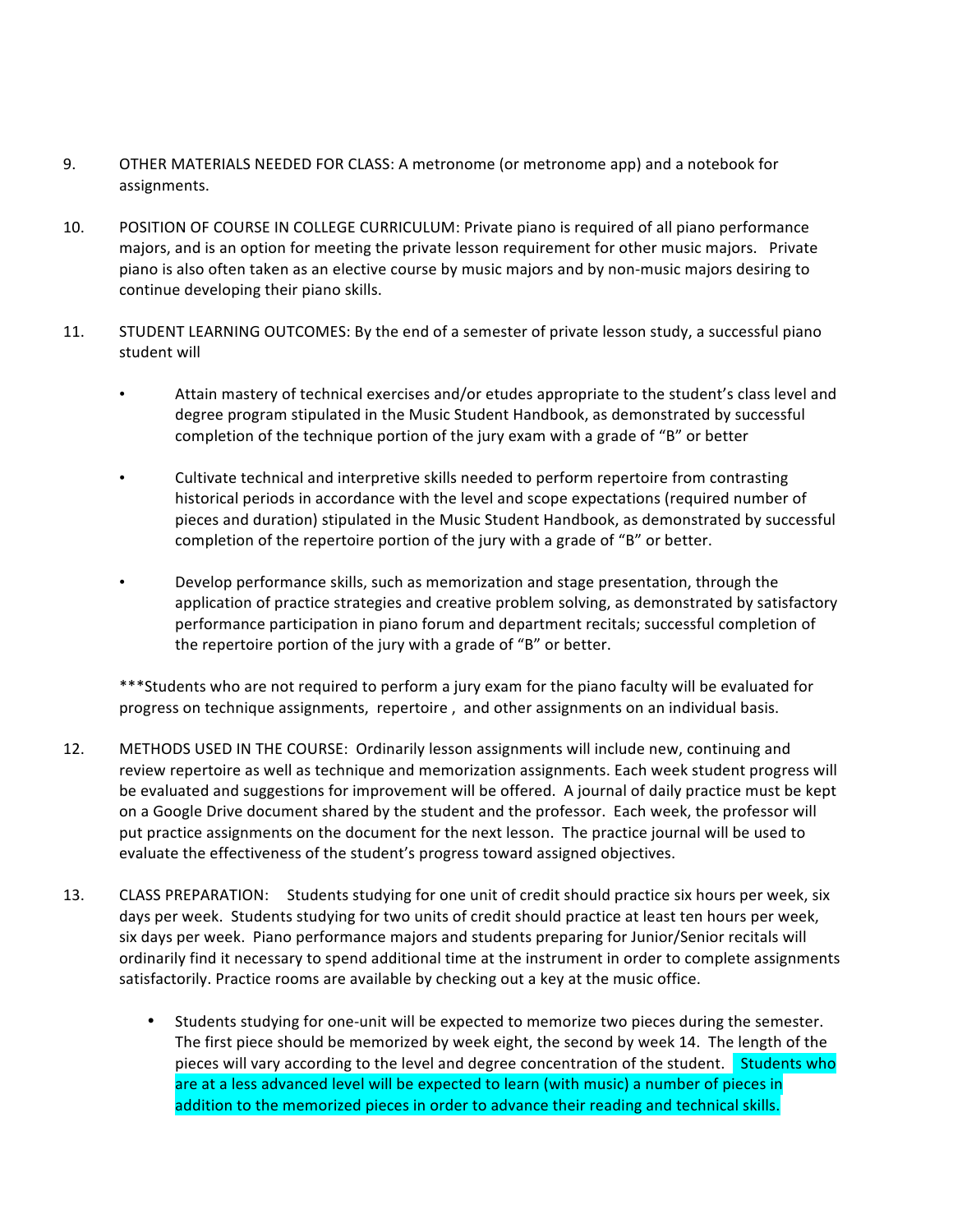9. OTHER MATERIALS NEEDED FOR CLASS: A metronome (or metronome app) and a notebook for assignments.

10. POSITION OF COURSE IN COLLEGE CURRICULUM: Private piano is required of all piano performance majors, and is an option for meeting the private lesson requirement for other music majors. Private piano is also often taken as an elective course by music majors and by non-music majors desiring to continue developing their piano skills.

11. STUDENT LEARNING OUTCOMES: By the end of a semester of private lesson study, a successful piano student will

    - Attain mastery of technical exercises and/or etudes appropriate to the student's class level and degree program stipulated in the Music Student Handbook, as demonstrated by successful completion of the technique portion of the jury exam with a grade of "B" or better

    - Cultivate technical and interpretive skills needed to perform repertoire from contrasting historical periods in accordance with the level and scope expectations (required number of pieces and duration) stipulated in the Music Student Handbook, as demonstrated by successful completion of the repertoire portion of the jury with a grade of "B" or better.

    - Develop performance skills, such as memorization and stage presentation, through the application of practice strategies and creative problem solving, as demonstrated by satisfactory performance participation in piano forum and department recitals; successful completion of the repertoire portion of the jury with a grade of "B" or better.

    ***Students who are not required to perform a jury exam for the piano faculty will be evaluated for progress on technique assignments, repertoire , and other assignments on an individual basis.

12. METHODS USED IN THE COURSE: Ordinarily lesson assignments will include new, continuing and review repertoire as well as technique and memorization assignments. Each week student progress will be evaluated and suggestions for improvement will be offered. A journal of daily practice must be kept on a Google Drive document shared by the student and the professor. Each week, the professor will put practice assignments on the document for the next lesson. The practice journal will be used to evaluate the effectiveness of the student's progress toward assigned objectives.

13. CLASS PREPARATION: Students studying for one unit of credit should practice six hours per week, six days per week. Students studying for two units of credit should practice at least ten hours per week, six days per week. Piano performance majors and students preparing for Junior/Senior recitals will ordinarily find it necessary to spend additional time at the instrument in order to complete assignments satisfactorily. Practice rooms are available by checking out a key at the music office.

    - Students studying for one-unit will be expected to memorize two pieces during the semester. The first piece should be memorized by week eight, the second by week 14. The length of the pieces will vary according to the level and degree concentration of the student. Students who are at a less advanced level will be expected to learn (with music) a number of pieces in addition to the memorized pieces in order to advance their reading and technical skills.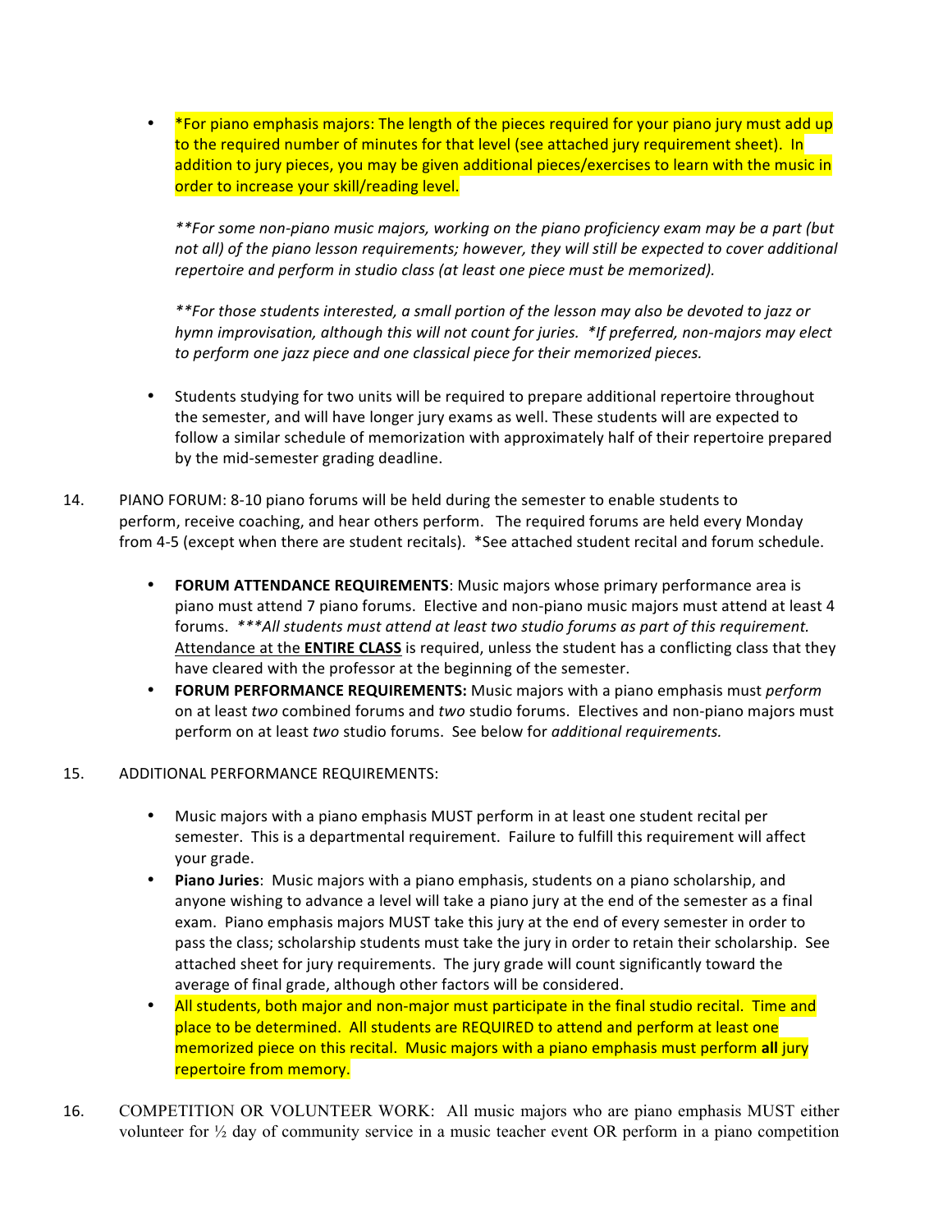- *For piano emphasis majors: The length of the pieces required for your piano jury must add up to the required number of minutes for that level (see attached jury requirement sheet). In addition to jury pieces, you may be given additional pieces/exercises to learn with the music in order to increase your skill/reading level.

  ***For some non-piano music majors, working on the piano proficiency exam may be a part (but not all) of the piano lesson requirements; however, they will still be expected to cover additional repertoire and perform in studio class (at least one piece must be memorized).*

  ***For those students interested, a small portion of the lesson may also be devoted to jazz or hymn improvisation, although this will not count for juries. *If preferred, non-majors may elect to perform one jazz piece and one classical piece for their memorized pieces.*

- Students studying for two units will be required to prepare additional repertoire throughout the semester, and will have longer jury exams as well. These students will are expected to follow a similar schedule of memorization with approximately half of their repertoire prepared by the mid-semester grading deadline.

14. PIANO FORUM: 8-10 piano forums will be held during the semester to enable students to perform, receive coaching, and hear others perform. The required forums are held every Monday from 4-5 (except when there are student recitals). *See attached student recital and forum schedule.

    - **FORUM ATTENDANCE REQUIREMENTS**: Music majors whose primary performance area is piano must attend 7 piano forums. Elective and non-piano music majors must attend at least 4 forums. ****All students must attend at least two studio forums as part of this requirement.* <u>Attendance at the **ENTIRE CLASS**</u> is required, unless the student has a conflicting class that they have cleared with the professor at the beginning of the semester.
    - **FORUM PERFORMANCE REQUIREMENTS:** Music majors with a piano emphasis must *perform* on at least *two* combined forums and *two* studio forums. Electives and non-piano majors must perform on at least *two* studio forums. See below for *additional requirements.*

15. ADDITIONAL PERFORMANCE REQUIREMENTS:

    - Music majors with a piano emphasis MUST perform in at least one student recital per semester. This is a departmental requirement. Failure to fulfill this requirement will affect your grade.
    - **Piano Juries**: Music majors with a piano emphasis, students on a piano scholarship, and anyone wishing to advance a level will take a piano jury at the end of the semester as a final exam. Piano emphasis majors MUST take this jury at the end of every semester in order to pass the class; scholarship students must take the jury in order to retain their scholarship. See attached sheet for jury requirements. The jury grade will count significantly toward the average of final grade, although other factors will be considered.
    - All students, both major and non-major must participate in the final studio recital. Time and place to be determined. All students are REQUIRED to attend and perform at least one memorized piece on this recital. Music majors with a piano emphasis must perform **all** jury repertoire from memory.

16. COMPETITION OR VOLUNTEER WORK: All music majors who are piano emphasis MUST either volunteer for ½ day of community service in a music teacher event OR perform in a piano competition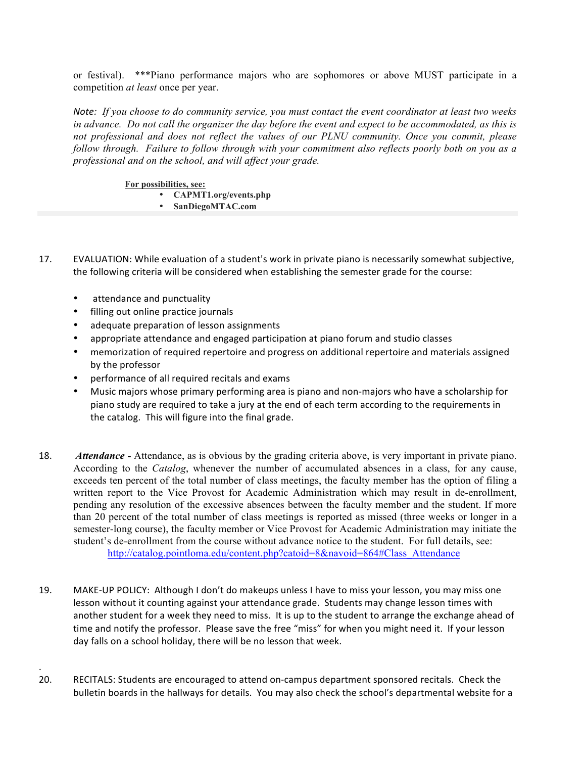or festival). ***Piano performance majors who are sophomores or above MUST participate in a competition *at least* once per year.

*Note: If you choose to do community service, you must contact the event coordinator at least two weeks in advance. Do not call the organizer the day before the event and expect to be accommodated, as this is not professional and does not reflect the values of our PLNU community. Once you commit, please follow through. Failure to follow through with your commitment also reflects poorly both on you as a professional and on the school, and will affect your grade.*

**For possibilities, see:**

- **CAPMT1.org/events.php**
- **SanDiegoMTAC.com**

17. EVALUATION: While evaluation of a student's work in private piano is necessarily somewhat subjective, the following criteria will be considered when establishing the semester grade for the course:

    - attendance and punctuality
    - filling out online practice journals
    - adequate preparation of lesson assignments
    - appropriate attendance and engaged participation at piano forum and studio classes
    - memorization of required repertoire and progress on additional repertoire and materials assigned by the professor
    - performance of all required recitals and exams
    - Music majors whose primary performing area is piano and non-majors who have a scholarship for piano study are required to take a jury at the end of each term according to the requirements in the catalog. This will figure into the final grade.

18. ***Attendance -*** Attendance, as is obvious by the grading criteria above, is very important in private piano. According to the *Catalog*, whenever the number of accumulated absences in a class, for any cause, exceeds ten percent of the total number of class meetings, the faculty member has the option of filing a written report to the Vice Provost for Academic Administration which may result in de-enrollment, pending any resolution of the excessive absences between the faculty member and the student. If more than 20 percent of the total number of class meetings is reported as missed (three weeks or longer in a semester-long course), the faculty member or Vice Provost for Academic Administration may initiate the student's de-enrollment from the course without advance notice to the student. For full details, see: http://catalog.pointloma.edu/content.php?catoid=8&navoid=864#Class_Attendance

19. MAKE-UP POLICY: Although I don't do makeups unless I have to miss your lesson, you may miss one lesson without it counting against your attendance grade. Students may change lesson times with another student for a week they need to miss. It is up to the student to arrange the exchange ahead of time and notify the professor. Please save the free "miss" for when you might need it. If your lesson day falls on a school holiday, there will be no lesson that week.

20. RECITALS: Students are encouraged to attend on-campus department sponsored recitals. Check the bulletin boards in the hallways for details. You may also check the school's departmental website for a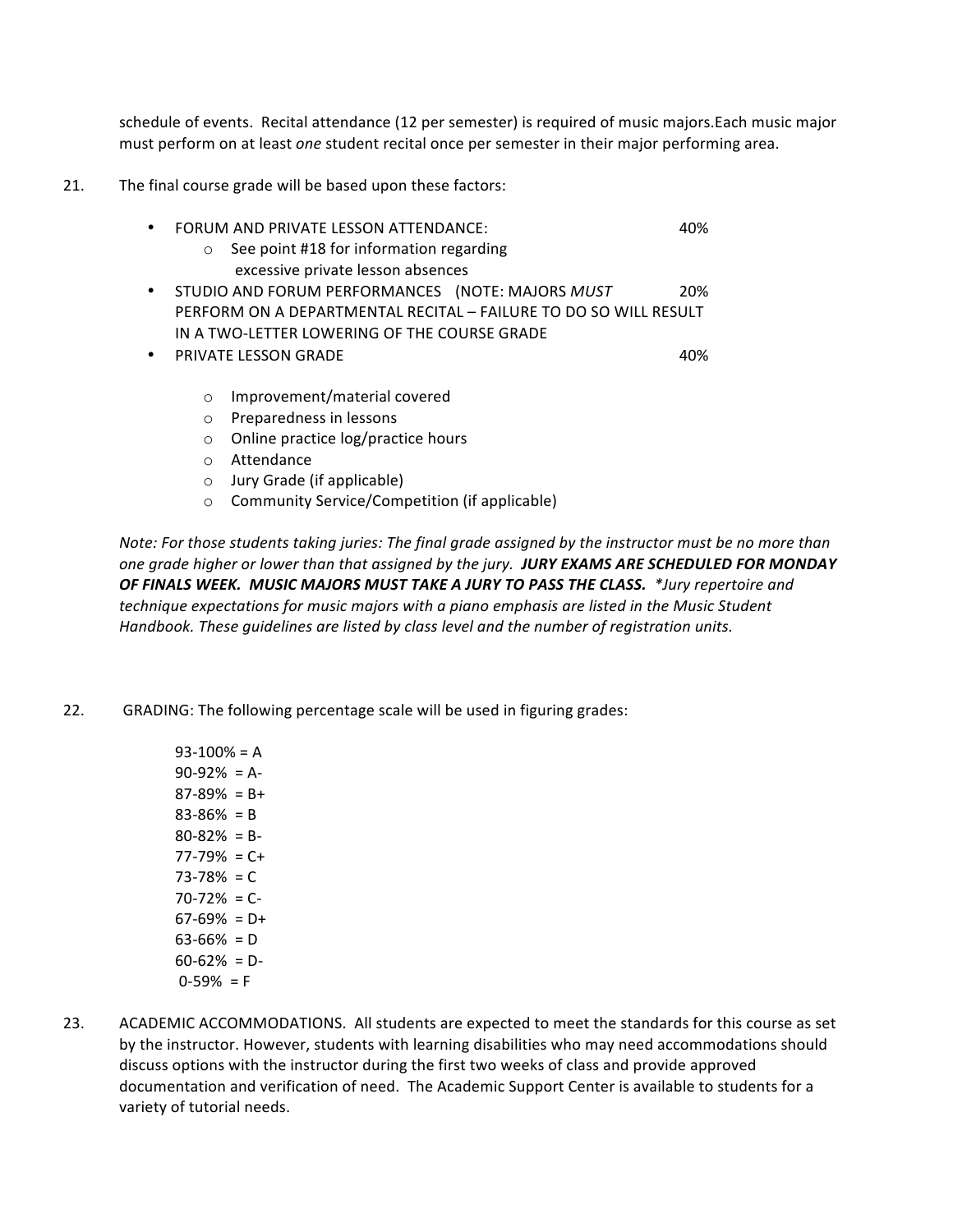schedule of events. Recital attendance (12 per semester) is required of music majors.Each music major must perform on at least *one* student recital once per semester in their major performing area.

21. The final course grade will be based upon these factors:

- FORUM AND PRIVATE LESSON ATTENDANCE: 40%
  - See point #18 for information regarding excessive private lesson absences
- STUDIO AND FORUM PERFORMANCES (NOTE: MAJORS *MUST* PERFORM ON A DEPARTMENTAL RECITAL – FAILURE TO DO SO WILL RESULT IN A TWO-LETTER LOWERING OF THE COURSE GRADE 20%
- PRIVATE LESSON GRADE 40%
  - Improvement/material covered
  - Preparedness in lessons
  - Online practice log/practice hours
  - Attendance
  - Jury Grade (if applicable)
  - Community Service/Competition (if applicable)

*Note: For those students taking juries: The final grade assigned by the instructor must be no more than one grade higher or lower than that assigned by the jury.* ***JURY EXAMS ARE SCHEDULED FOR MONDAY OF FINALS WEEK. MUSIC MAJORS MUST TAKE A JURY TO PASS THE CLASS.*** *\*Jury repertoire and technique expectations for music majors with a piano emphasis are listed in the Music Student Handbook. These guidelines are listed by class level and the number of registration units.*

22. GRADING: The following percentage scale will be used in figuring grades:

93-100% = A
90-92% = A-
87-89% = B+
83-86% = B
80-82% = B-
77-79% = C+
73-78% = C
70-72% = C-
67-69% = D+
63-66% = D
60-62% = D-
0-59% = F

23. ACADEMIC ACCOMMODATIONS. All students are expected to meet the standards for this course as set by the instructor. However, students with learning disabilities who may need accommodations should discuss options with the instructor during the first two weeks of class and provide approved documentation and verification of need. The Academic Support Center is available to students for a variety of tutorial needs.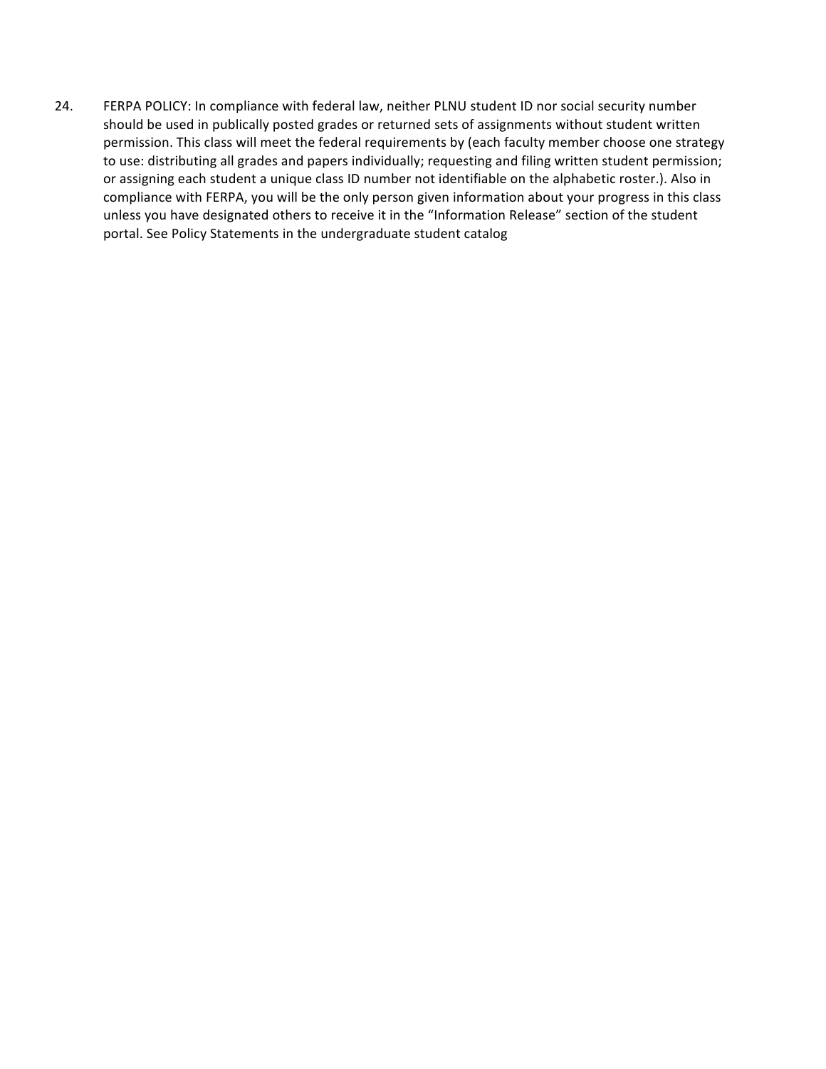24. FERPA POLICY: In compliance with federal law, neither PLNU student ID nor social security number should be used in publically posted grades or returned sets of assignments without student written permission. This class will meet the federal requirements by (each faculty member choose one strategy to use: distributing all grades and papers individually; requesting and filing written student permission; or assigning each student a unique class ID number not identifiable on the alphabetic roster.). Also in compliance with FERPA, you will be the only person given information about your progress in this class unless you have designated others to receive it in the "Information Release" section of the student portal. See Policy Statements in the undergraduate student catalog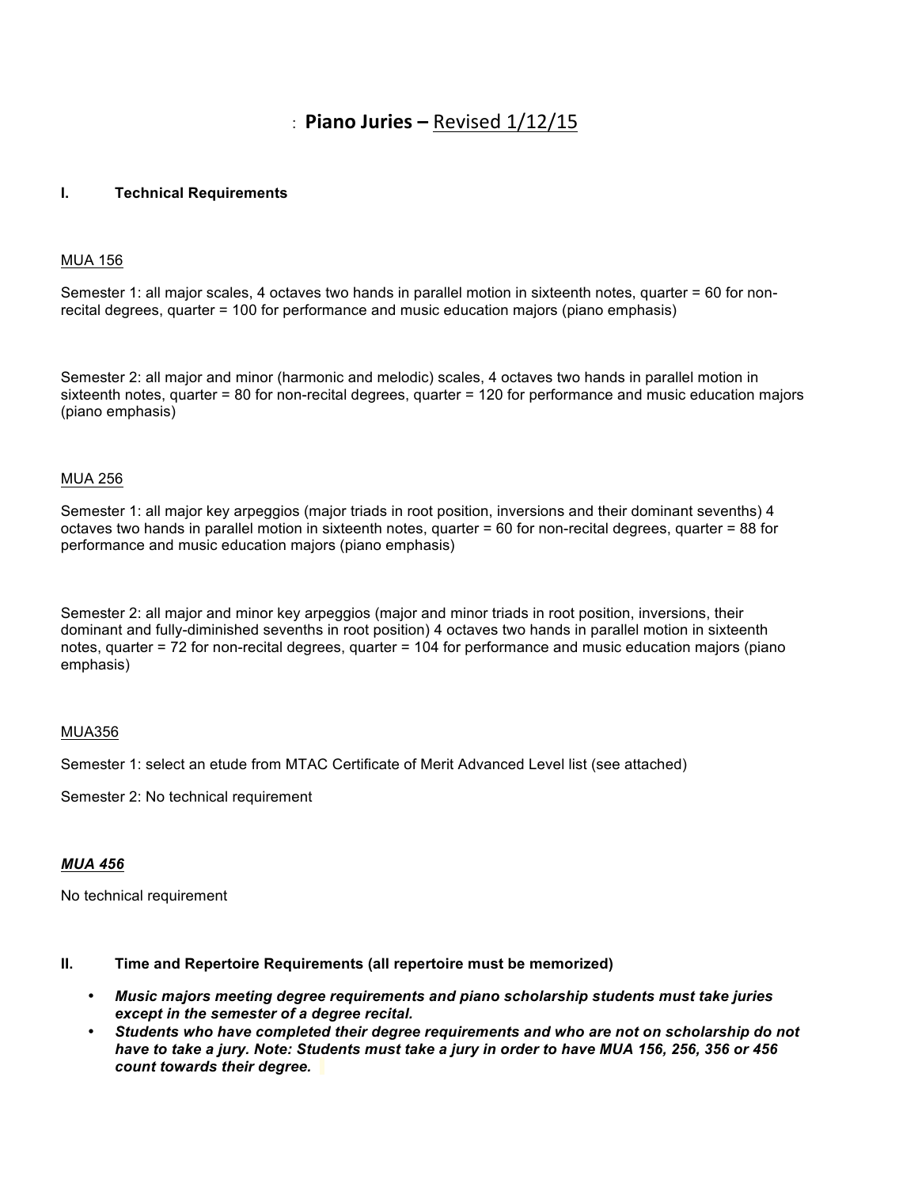# : **Piano Juries –** Revised 1/12/15

## I. Technical Requirements

MUA 156

Semester 1: all major scales, 4 octaves two hands in parallel motion in sixteenth notes, quarter = 60 for non-recital degrees, quarter = 100 for performance and music education majors (piano emphasis)

Semester 2: all major and minor (harmonic and melodic) scales, 4 octaves two hands in parallel motion in sixteenth notes, quarter = 80 for non-recital degrees, quarter = 120 for performance and music education majors (piano emphasis)

MUA 256

Semester 1: all major key arpeggios (major triads in root position, inversions and their dominant sevenths) 4 octaves two hands in parallel motion in sixteenth notes, quarter = 60 for non-recital degrees, quarter = 88 for performance and music education majors (piano emphasis)

Semester 2: all major and minor key arpeggios (major and minor triads in root position, inversions, their dominant and fully-diminished sevenths in root position) 4 octaves two hands in parallel motion in sixteenth notes, quarter = 72 for non-recital degrees, quarter = 104 for performance and music education majors (piano emphasis)

MUA356

Semester 1: select an etude from MTAC Certificate of Merit Advanced Level list (see attached)

Semester 2: No technical requirement

***MUA 456***

No technical requirement

## II. Time and Repertoire Requirements (all repertoire must be memorized)

- ***Music majors meeting degree requirements and piano scholarship students must take juries except in the semester of a degree recital.***
- ***Students who have completed their degree requirements and who are not on scholarship do not have to take a jury. Note: Students must take a jury in order to have MUA 156, 256, 356 or 456 count towards their degree.***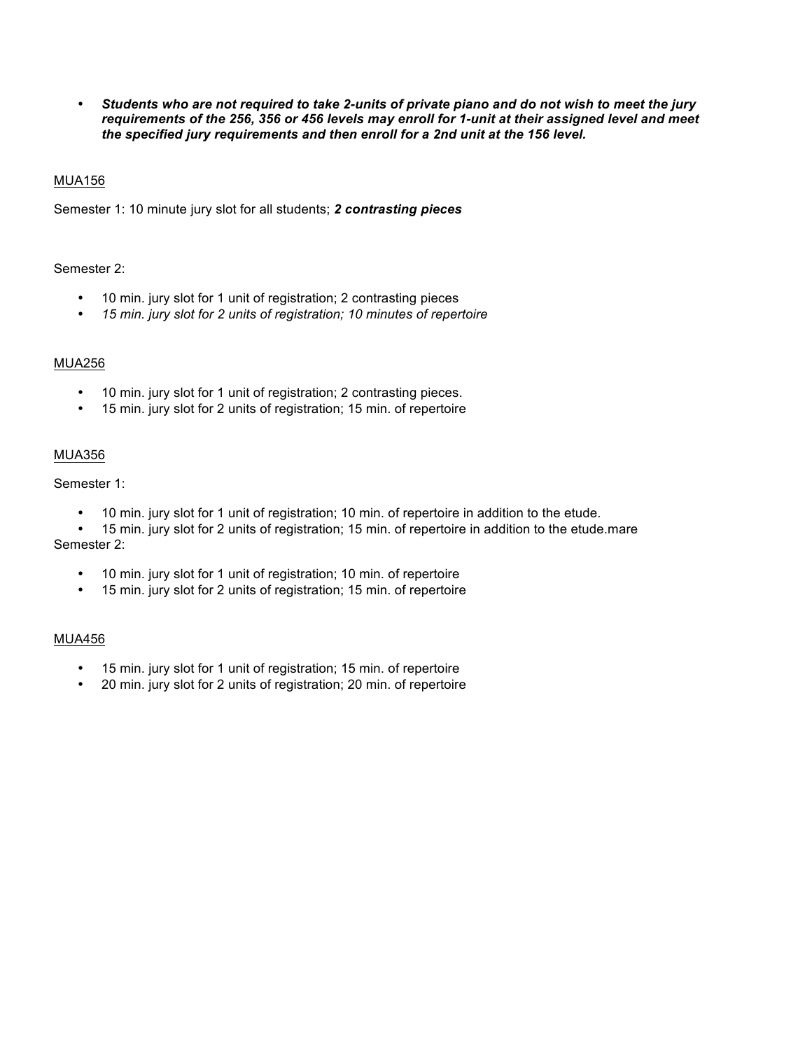- ***Students who are not required to take 2-units of private piano and do not wish to meet the jury requirements of the 256, 356 or 456 levels may enroll for 1-unit at their assigned level and meet the specified jury requirements and then enroll for a 2nd unit at the 156 level.***

<u>MUA156</u>

Semester 1: 10 minute jury slot for all students; ***2 contrasting pieces***

Semester 2:

- 10 min. jury slot for 1 unit of registration; 2 contrasting pieces
- *15 min. jury slot for 2 units of registration; 10 minutes of repertoire*

<u>MUA256</u>

- 10 min. jury slot for 1 unit of registration; 2 contrasting pieces.
- 15 min. jury slot for 2 units of registration; 15 min. of repertoire

<u>MUA356</u>

Semester 1:

- 10 min. jury slot for 1 unit of registration; 10 min. of repertoire in addition to the etude.
- 15 min. jury slot for 2 units of registration; 15 min. of repertoire in addition to the etude.mare

Semester 2:

- 10 min. jury slot for 1 unit of registration; 10 min. of repertoire
- 15 min. jury slot for 2 units of registration; 15 min. of repertoire

<u>MUA456</u>

- 15 min. jury slot for 1 unit of registration; 15 min. of repertoire
- 20 min. jury slot for 2 units of registration; 20 min. of repertoire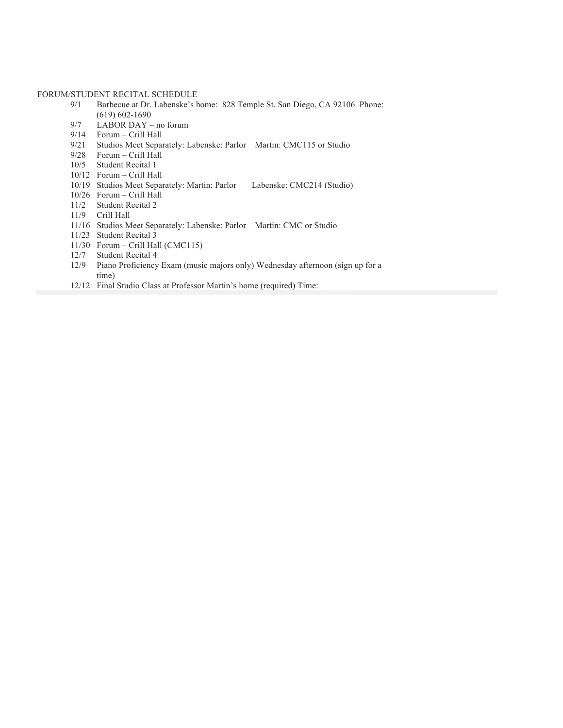FORUM/STUDENT RECITAL SCHEDULE

- 9/1 Barbecue at Dr. Labenske's home: 828 Temple St. San Diego, CA 92106 Phone: (619) 602-1690
- 9/7 LABOR DAY – no forum
- 9/14 Forum – Crill Hall
- 9/21 Studios Meet Separately: Labenske: Parlor Martin: CMC115 or Studio
- 9/28 Forum – Crill Hall
- 10/5 Student Recital 1
- 10/12 Forum – Crill Hall
- 10/19 Studios Meet Separately: Martin: Parlor Labenske: CMC214 (Studio)
- 10/26 Forum – Crill Hall
- 11/2 Student Recital 2
- 11/9 Crill Hall
- 11/16 Studios Meet Separately: Labenske: Parlor Martin: CMC or Studio
- 11/23 Student Recital 3
- 11/30 Forum – Crill Hall (CMC115)
- 12/7 Student Recital 4
- 12/9 Piano Proficiency Exam (music majors only) Wednesday afternoon (sign up for a time)
- 12/12 Final Studio Class at Professor Martin's home (required) Time: _______